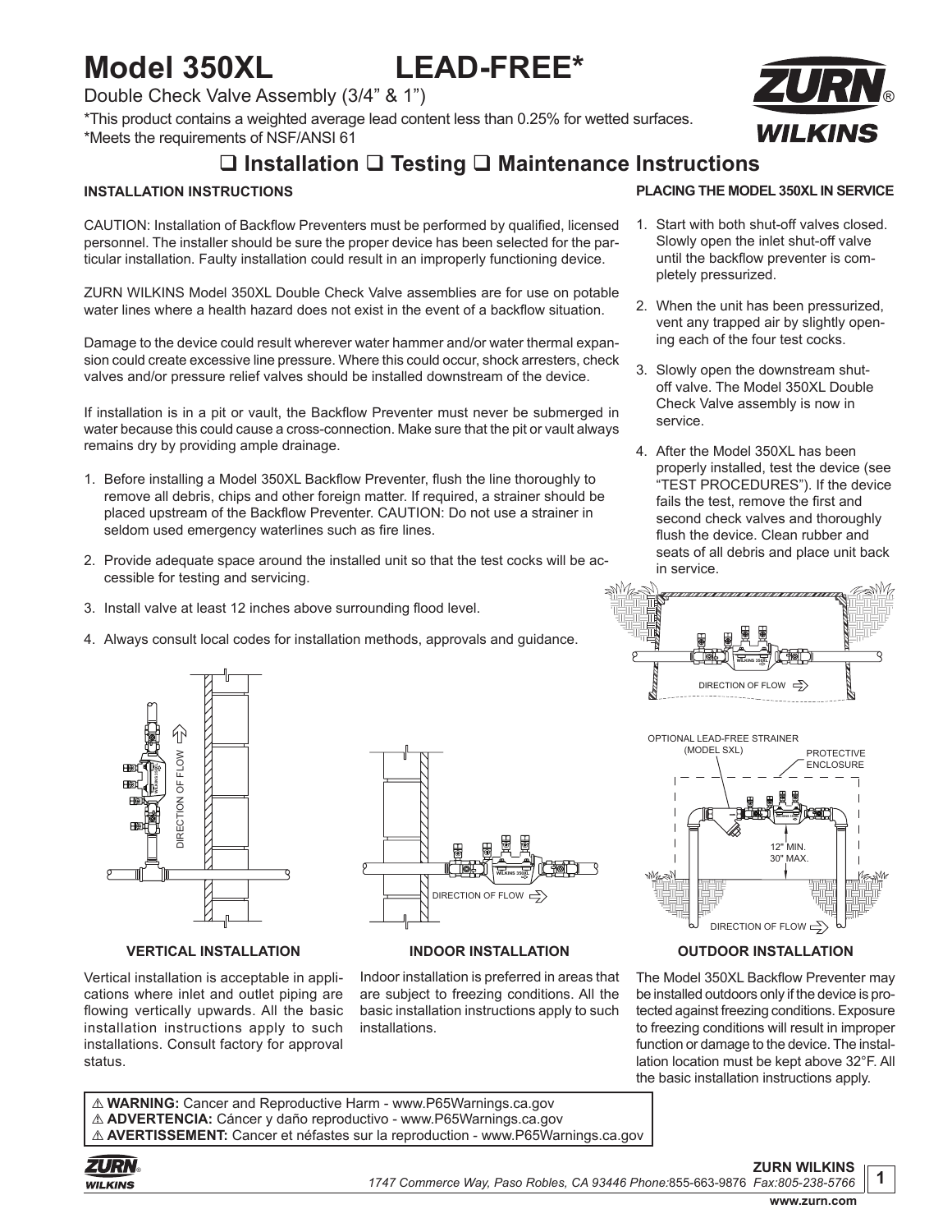# Model 350XL LEAD-FREE*

Double Check Valve Assembly (3/4" & 1")

*This product contains a weighted average lead content less than 0.25% for wetted surfaces.
*Meets the requirements of NSF/ANSI 61

## ❑ Installation ❑ Testing ❑ Maintenance Instructions

### INSTALLATION INSTRUCTIONS

CAUTION: Installation of Backflow Preventers must be performed by qualified, licensed personnel. The installer should be sure the proper device has been selected for the particular installation. Faulty installation could result in an improperly functioning device.

ZURN WILKINS Model 350XL Double Check Valve assemblies are for use on potable water lines where a health hazard does not exist in the event of a backflow situation.

Damage to the device could result wherever water hammer and/or water thermal expansion could create excessive line pressure. Where this could occur, shock arresters, check valves and/or pressure relief valves should be installed downstream of the device.

If installation is in a pit or vault, the Backflow Preventer must never be submerged in water because this could cause a cross-connection. Make sure that the pit or vault always remains dry by providing ample drainage.

1. Before installing a Model 350XL Backflow Preventer, flush the line thoroughly to remove all debris, chips and other foreign matter. If required, a strainer should be placed upstream of the Backflow Preventer. CAUTION: Do not use a strainer in seldom used emergency waterlines such as fire lines.
2. Provide adequate space around the installed unit so that the test cocks will be accessible for testing and servicing.
3. Install valve at least 12 inches above surrounding flood level.
4. Always consult local codes for installation methods, approvals and guidance.

### PLACING THE MODEL 350XL IN SERVICE

1. Start with both shut-off valves closed. Slowly open the inlet shut-off valve until the backflow preventer is completely pressurized.
2. When the unit has been pressurized, vent any trapped air by slightly opening each of the four test cocks.
3. Slowly open the downstream shut-off valve. The Model 350XL Double Check Valve assembly is now in service.
4. After the Model 350XL has been properly installed, test the device (see "TEST PROCEDURES"). If the device fails the test, remove the first and second check valves and thoroughly flush the device. Clean rubber and seats of all debris and place unit back in service.

DIRECTION OF FLOW

OPTIONAL LEAD-FREE STRAINER (MODEL SXL)

PROTECTIVE ENCLOSURE

12" MIN.
30" MAX.

DIRECTION OF FLOW

#### VERTICAL INSTALLATION

Vertical installation is acceptable in applications where inlet and outlet piping are flowing vertically upwards. All the basic installation instructions apply to such installations. Consult factory for approval status.

#### INDOOR INSTALLATION

Indoor installation is preferred in areas that are subject to freezing conditions. All the basic installation instructions apply to such installations.

#### OUTDOOR INSTALLATION

The Model 350XL Backflow Preventer may be installed outdoors only if the device is protected against freezing conditions. Exposure to freezing conditions will result in improper function or damage to the device. The installation location must be kept above 32°F. All the basic installation instructions apply.

⚠ **WARNING:** Cancer and Reproductive Harm - www.P65Warnings.ca.gov
⚠ **ADVERTENCIA:** Cáncer y daño reproductivo - www.P65Warnings.ca.gov
⚠ **AVERTISSEMENT:** Cancer et néfastes sur la reproduction - www.P65Warnings.ca.gov

**ZURN WILKINS**
*1747 Commerce Way, Paso Robles, CA 93446 Phone:*855-663-9876 *Fax:805-238-5766*
**www.zurn.com**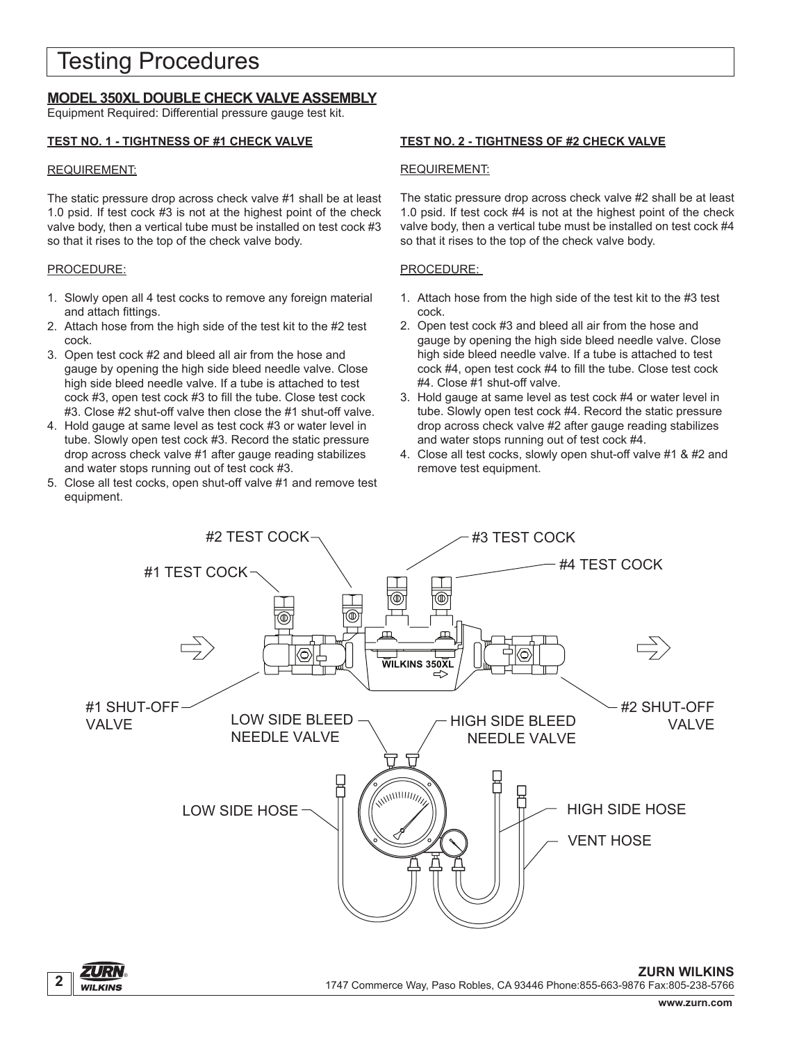# Testing Procedures

## MODEL 350XL DOUBLE CHECK VALVE ASSEMBLY

Equipment Required: Differential pressure gauge test kit.

### TEST NO. 1 - TIGHTNESS OF #1 CHECK VALVE

REQUIREMENT:

The static pressure drop across check valve #1 shall be at least 1.0 psid. If test cock #3 is not at the highest point of the check valve body, then a vertical tube must be installed on test cock #3 so that it rises to the top of the check valve body.

PROCEDURE:

1. Slowly open all 4 test cocks to remove any foreign material and attach fittings.
2. Attach hose from the high side of the test kit to the #2 test cock.
3. Open test cock #2 and bleed all air from the hose and gauge by opening the high side bleed needle valve. Close high side bleed needle valve. If a tube is attached to test cock #3, open test cock #3 to fill the tube. Close test cock #3. Close #2 shut-off valve then close the #1 shut-off valve.
4. Hold gauge at same level as test cock #3 or water level in tube. Slowly open test cock #3. Record the static pressure drop across check valve #1 after gauge reading stabilizes and water stops running out of test cock #3.
5. Close all test cocks, open shut-off valve #1 and remove test equipment.

### TEST NO. 2 - TIGHTNESS OF #2 CHECK VALVE

REQUIREMENT:

The static pressure drop across check valve #2 shall be at least 1.0 psid. If test cock #4 is not at the highest point of the check valve body, then a vertical tube must be installed on test cock #4 so that it rises to the top of the check valve body.

PROCEDURE:

1. Attach hose from the high side of the test kit to the #3 test cock.
2. Open test cock #3 and bleed all air from the hose and gauge by opening the high side bleed needle valve. Close high side bleed needle valve. If a tube is attached to test cock #4, open test cock #4 to fill the tube. Close test cock #4. Close #1 shut-off valve.
3. Hold gauge at same level as test cock #4 or water level in tube. Slowly open test cock #4. Record the static pressure drop across check valve #2 after gauge reading stabilizes and water stops running out of test cock #4.
4. Close all test cocks, slowly open shut-off valve #1 & #2 and remove test equipment.

#2 TEST COCK
#1 TEST COCK
#3 TEST COCK
#4 TEST COCK
WILKINS 350XL
#1 SHUT-OFF VALVE
LOW SIDE BLEED NEEDLE VALVE
HIGH SIDE BLEED NEEDLE VALVE
#2 SHUT-OFF VALVE
LOW SIDE HOSE
HIGH SIDE HOSE
VENT HOSE

ZURN WILKINS
1747 Commerce Way, Paso Robles, CA 93446 Phone:855-663-9876 Fax:805-238-5766
www.zurn.com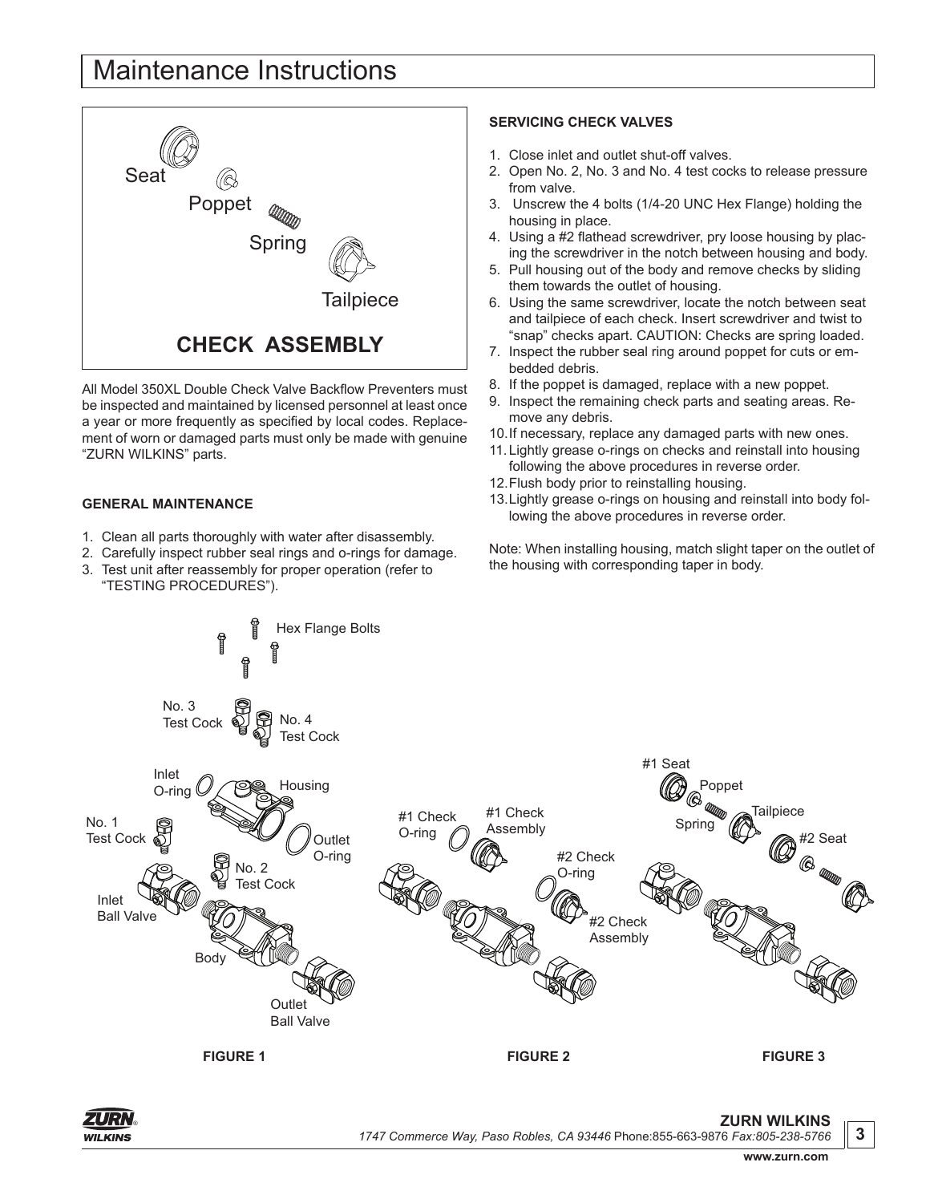# Maintenance Instructions

Seat

Poppet

Spring

Tailpiece

**CHECK ASSEMBLY**

All Model 350XL Double Check Valve Backflow Preventers must be inspected and maintained by licensed personnel at least once a year or more frequently as specified by local codes. Replacement of worn or damaged parts must only be made with genuine "ZURN WILKINS" parts.

**GENERAL MAINTENANCE**

1. Clean all parts thoroughly with water after disassembly.
2. Carefully inspect rubber seal rings and o-rings for damage.
3. Test unit after reassembly for proper operation (refer to "TESTING PROCEDURES").

**SERVICING CHECK VALVES**

1. Close inlet and outlet shut-off valves.
2. Open No. 2, No. 3 and No. 4 test cocks to release pressure from valve.
3. Unscrew the 4 bolts (1/4-20 UNC Hex Flange) holding the housing in place.
4. Using a #2 flathead screwdriver, pry loose housing by placing the screwdriver in the notch between housing and body.
5. Pull housing out of the body and remove checks by sliding them towards the outlet of housing.
6. Using the same screwdriver, locate the notch between seat and tailpiece of each check. Insert screwdriver and twist to "snap" checks apart. CAUTION: Checks are spring loaded.
7. Inspect the rubber seal ring around poppet for cuts or embedded debris.
8. If the poppet is damaged, replace with a new poppet.
9. Inspect the remaining check parts and seating areas. Remove any debris.
10. If necessary, replace any damaged parts with new ones.
11. Lightly grease o-rings on checks and reinstall into housing following the above procedures in reverse order.
12. Flush body prior to reinstalling housing.
13. Lightly grease o-rings on housing and reinstall into body following the above procedures in reverse order.

Note: When installing housing, match slight taper on the outlet of the housing with corresponding taper in body.

Hex Flange Bolts

No. 3 Test Cock

No. 4 Test Cock

Inlet O-ring

Housing

Outlet O-ring

No. 1 Test Cock

No. 2 Test Cock

Inlet Ball Valve

Body

Outlet Ball Valve

**FIGURE 1**

#1 Check O-ring

#1 Check Assembly

#2 Check O-ring

#2 Check Assembly

**FIGURE 2**

#1 Seat

Poppet

Spring

Tailpiece

#2 Seat

**FIGURE 3**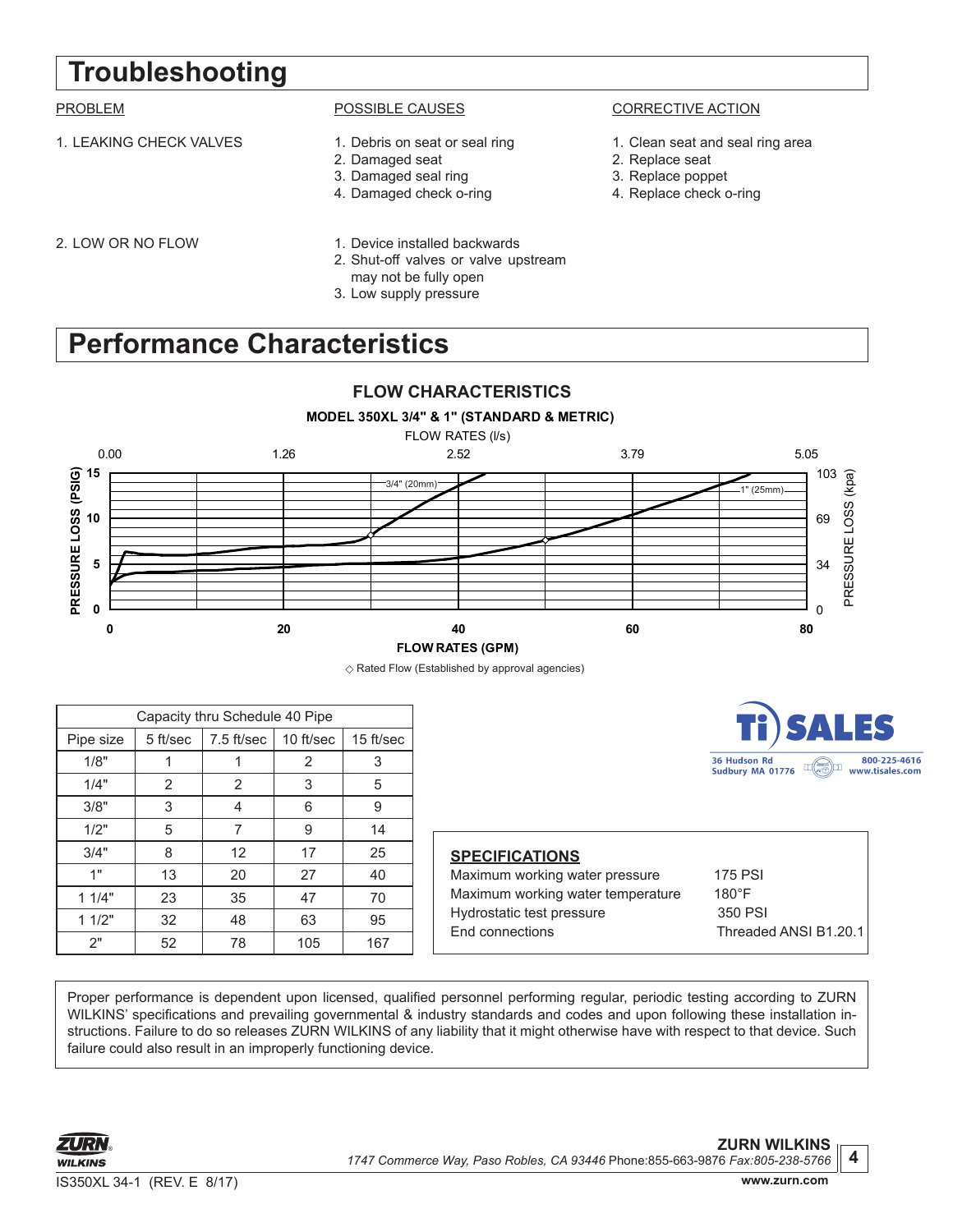# Troubleshooting

| PROBLEM | POSSIBLE CAUSES | CORRECTIVE ACTION |
|---|---|---|
| 1. LEAKING CHECK VALVES | 1. Debris on seat or seal ring<br>2. Damaged seat<br>3. Damaged seal ring<br>4. Damaged check o-ring | 1. Clean seat and seal ring area<br>2. Replace seat<br>3. Replace poppet<br>4. Replace check o-ring |
| 2. LOW OR NO FLOW | 1. Device installed backwards<br>2. Shut-off valves or valve upstream may not be fully open<br>3. Low supply pressure | |

# Performance Characteristics

FLOW CHARACTERISTICS

MODEL 350XL 3/4" & 1" (STANDARD & METRIC)

FLOW RATES (l/s)

0.00 1.26 2.52 3.79 5.05

PRESSURE LOSS (PSIG)

0 5 10 15

PRESSURE LOSS (kpa)

0 34 69 103

3/4" (20mm)

1" (25mm)

0 20 40 60 80

FLOW RATES (GPM)

◇ Rated Flow (Established by approval agencies)

| Capacity thru Schedule 40 Pipe | | | | |
|---|---|---|---|---|
| Pipe size | 5 ft/sec | 7.5 ft/sec | 10 ft/sec | 15 ft/sec |
| 1/8" | 1 | 1 | 2 | 3 |
| 1/4" | 2 | 2 | 3 | 5 |
| 3/8" | 3 | 4 | 6 | 9 |
| 1/2" | 5 | 7 | 9 | 14 |
| 3/4" | 8 | 12 | 17 | 25 |
| 1" | 13 | 20 | 27 | 40 |
| 1 1/4" | 23 | 35 | 47 | 70 |
| 1 1/2" | 32 | 48 | 63 | 95 |
| 2" | 52 | 78 | 105 | 167 |

Ti SALES
36 Hudson Rd
Sudbury MA 01776
800-225-4616
www.tisales.com

**SPECIFICATIONS**

| | |
|---|---|
| Maximum working water pressure | 175 PSI |
| Maximum working water temperature | 180°F |
| Hydrostatic test pressure | 350 PSI |
| End connections | Threaded ANSI B1.20.1 |

Proper performance is dependent upon licensed, qualified personnel performing regular, periodic testing according to ZURN WILKINS' specifications and prevailing governmental & industry standards and codes and upon following these installation instructions. Failure to do so releases ZURN WILKINS of any liability that it might otherwise have with respect to that device. Such failure could also result in an improperly functioning device.

**ZURN WILKINS**
*1747 Commerce Way, Paso Robles, CA 93446* Phone:855-663-9876 *Fax:805-238-5766*
**www.zurn.com**

IS350XL 34-1 (REV. E 8/17)